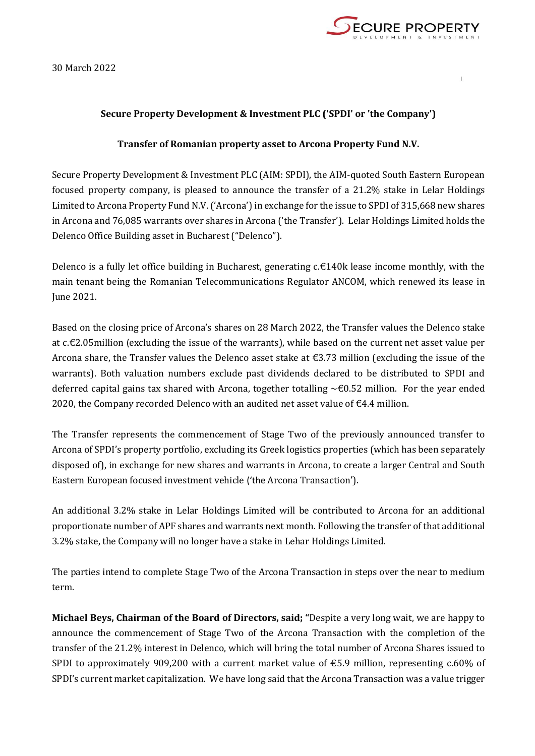30 March 2022

**Secure Property Development & Investment PLC ('SPDI' or 'the Company')**

**Transfer of Romanian property asset to Arcona Property Fund N.V.**

Secure Property Development & Investment PLC (AIM: SPDI), the AIM-quoted South Eastern European focused property company, is pleased to announce the transfer of a 21.2% stake in Lelar Holdings Limited to Arcona Property Fund N.V. ('Arcona') in exchange for the issue to SPDI of 315,668 new shares in Arcona and 76,085 warrants over shares in Arcona ('the Transfer'). Lelar Holdings Limited holds the Delenco Office Building asset in Bucharest ("Delenco").

Delenco is a fully let office building in Bucharest, generating c.€140k lease income monthly, with the main tenant being the Romanian Telecommunications Regulator ANCOM, which renewed its lease in June 2021.

Based on the closing price of Arcona's shares on 28 March 2022, the Transfer values the Delenco stake at c.€2.05million (excluding the issue of the warrants), while based on the current net asset value per Arcona share, the Transfer values the Delenco asset stake at €3.73 million (excluding the issue of the warrants). Both valuation numbers exclude past dividends declared to be distributed to SPDI and deferred capital gains tax shared with Arcona, together totalling ~€0.52 million. For the year ended 2020, the Company recorded Delenco with an audited net asset value of €4.4 million.

The Transfer represents the commencement of Stage Two of the previously announced transfer to Arcona of SPDI's property portfolio, excluding its Greek logistics properties (which has been separately disposed of), in exchange for new shares and warrants in Arcona, to create a larger Central and South Eastern European focused investment vehicle ('the Arcona Transaction').

An additional 3.2% stake in Lelar Holdings Limited will be contributed to Arcona for an additional proportionate number of APF shares and warrants next month. Following the transfer of that additional 3.2% stake, the Company will no longer have a stake in Lehar Holdings Limited.

The parties intend to complete Stage Two of the Arcona Transaction in steps over the near to medium term.

**Michael Beys, Chairman of the Board of Directors, said;** "Despite a very long wait, we are happy to announce the commencement of Stage Two of the Arcona Transaction with the completion of the transfer of the 21.2% interest in Delenco, which will bring the total number of Arcona Shares issued to SPDI to approximately 909,200 with a current market value of €5.9 million, representing c.60% of SPDI's current market capitalization. We have long said that the Arcona Transaction was a value trigger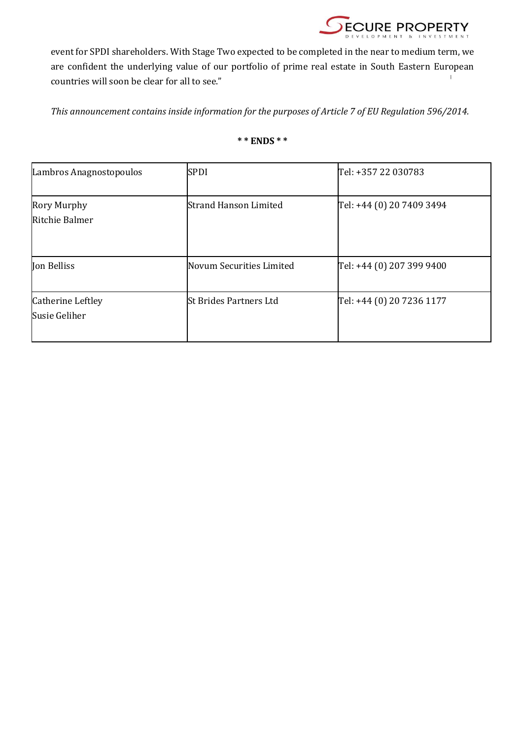event for SPDI shareholders. With Stage Two expected to be completed in the near to medium term, we are confident the underlying value of our portfolio of prime real estate in South Eastern European countries will soon be clear for all to see."

*This announcement contains inside information for the purposes of Article 7 of EU Regulation 596/2014.*

**\* \* ENDS \* \***

| | | |
|---|---|---|
| Lambros Anagnostopoulos | SPDI | Tel: +357 22 030783 |
| Rory Murphy<br>Ritchie Balmer | Strand Hanson Limited | Tel: +44 (0) 20 7409 3494 |
| Jon Belliss | Novum Securities Limited | Tel: +44 (0) 207 399 9400 |
| Catherine Leftley<br>Susie Geliher | St Brides Partners Ltd | Tel: +44 (0) 20 7236 1177 |